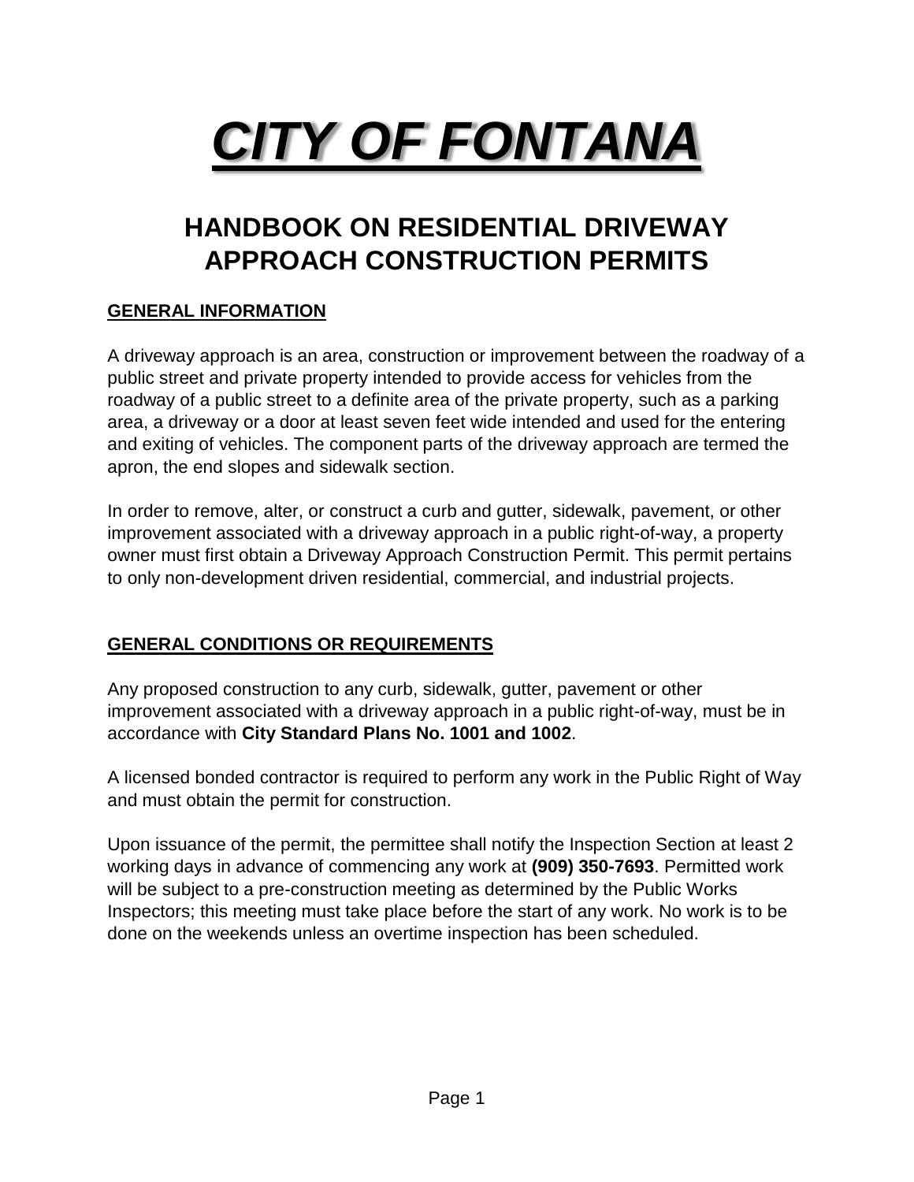# ***CITY OF FONTANA***

## HANDBOOK ON RESIDENTIAL DRIVEWAY APPROACH CONSTRUCTION PERMITS

### GENERAL INFORMATION

A driveway approach is an area, construction or improvement between the roadway of a public street and private property intended to provide access for vehicles from the roadway of a public street to a definite area of the private property, such as a parking area, a driveway or a door at least seven feet wide intended and used for the entering and exiting of vehicles. The component parts of the driveway approach are termed the apron, the end slopes and sidewalk section.

In order to remove, alter, or construct a curb and gutter, sidewalk, pavement, or other improvement associated with a driveway approach in a public right-of-way, a property owner must first obtain a Driveway Approach Construction Permit. This permit pertains to only non-development driven residential, commercial, and industrial projects.

### GENERAL CONDITIONS OR REQUIREMENTS

Any proposed construction to any curb, sidewalk, gutter, pavement or other improvement associated with a driveway approach in a public right-of-way, must be in accordance with **City Standard Plans No. 1001 and 1002**.

A licensed bonded contractor is required to perform any work in the Public Right of Way and must obtain the permit for construction.

Upon issuance of the permit, the permittee shall notify the Inspection Section at least 2 working days in advance of commencing any work at **(909) 350-7693**. Permitted work will be subject to a pre-construction meeting as determined by the Public Works Inspectors; this meeting must take place before the start of any work. No work is to be done on the weekends unless an overtime inspection has been scheduled.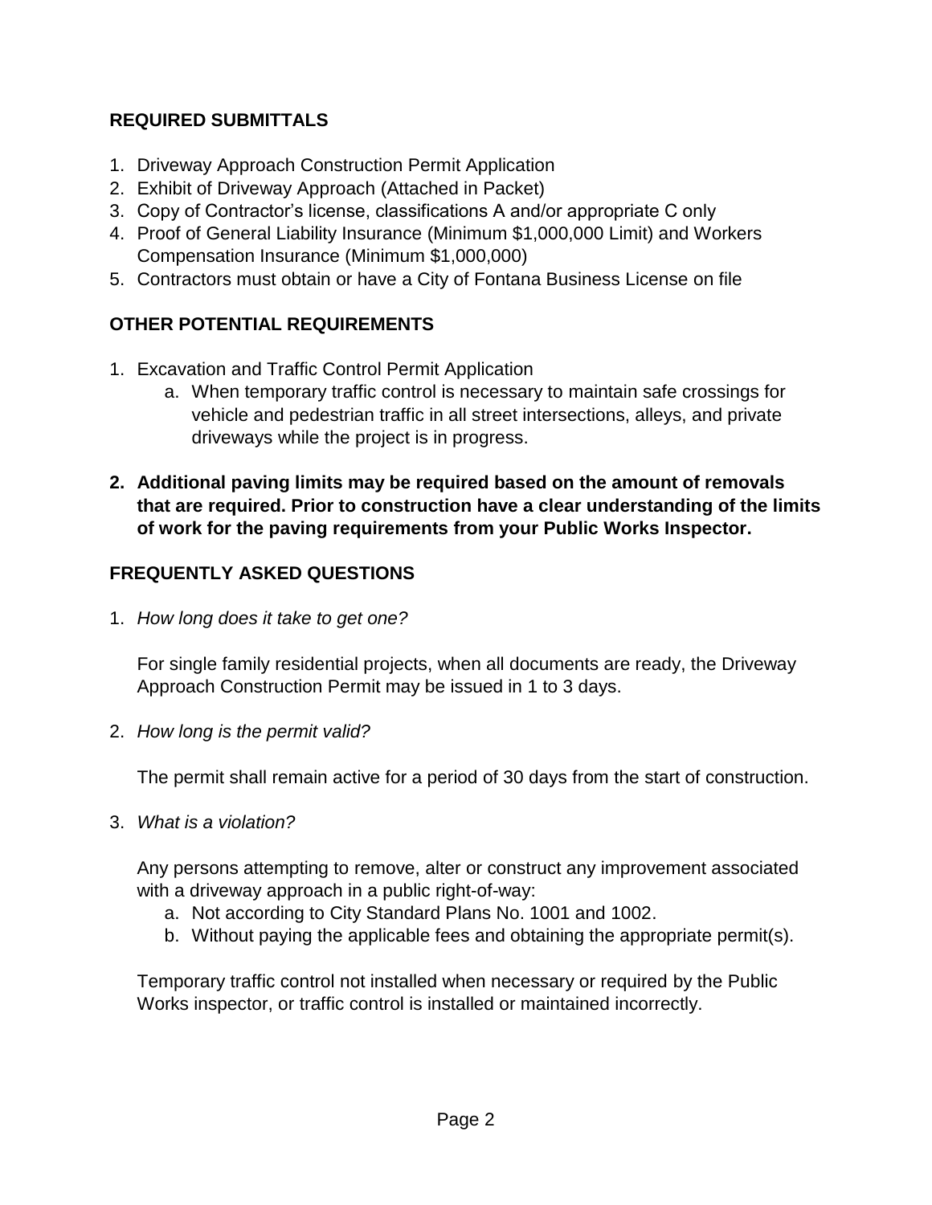## REQUIRED SUBMITTALS

1. Driveway Approach Construction Permit Application
2. Exhibit of Driveway Approach (Attached in Packet)
3. Copy of Contractor's license, classifications A and/or appropriate C only
4. Proof of General Liability Insurance (Minimum $1,000,000 Limit) and Workers Compensation Insurance (Minimum $1,000,000)
5. Contractors must obtain or have a City of Fontana Business License on file

## OTHER POTENTIAL REQUIREMENTS

1. Excavation and Traffic Control Permit Application
   a. When temporary traffic control is necessary to maintain safe crossings for vehicle and pedestrian traffic in all street intersections, alleys, and private driveways while the project is in progress.

2. **Additional paving limits may be required based on the amount of removals that are required. Prior to construction have a clear understanding of the limits of work for the paving requirements from your Public Works Inspector.**

## FREQUENTLY ASKED QUESTIONS

1. *How long does it take to get one?*

   For single family residential projects, when all documents are ready, the Driveway Approach Construction Permit may be issued in 1 to 3 days.

2. *How long is the permit valid?*

   The permit shall remain active for a period of 30 days from the start of construction.

3. *What is a violation?*

   Any persons attempting to remove, alter or construct any improvement associated with a driveway approach in a public right-of-way:
   a. Not according to City Standard Plans No. 1001 and 1002.
   b. Without paying the applicable fees and obtaining the appropriate permit(s).

   Temporary traffic control not installed when necessary or required by the Public Works inspector, or traffic control is installed or maintained incorrectly.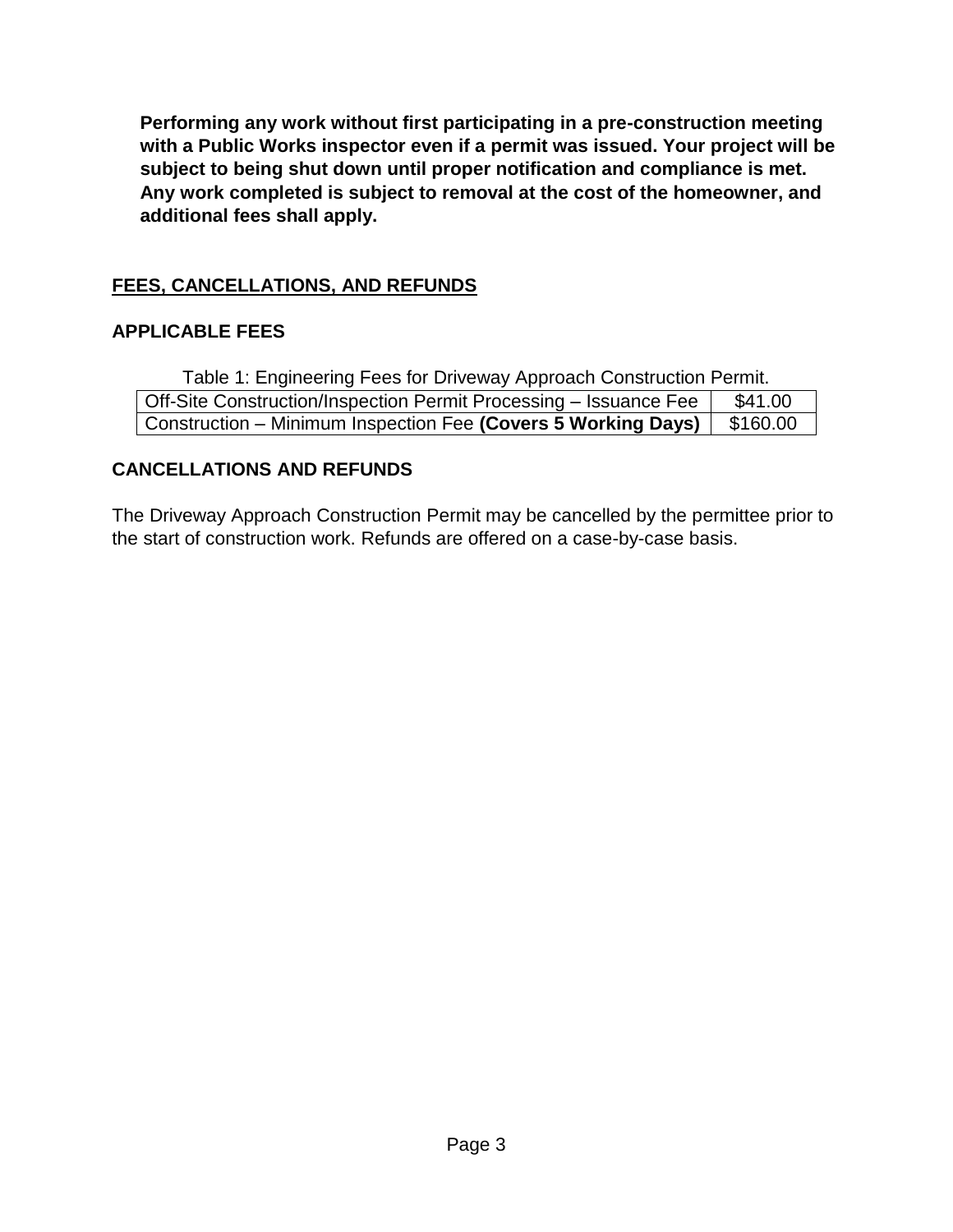**Performing any work without first participating in a pre-construction meeting with a Public Works inspector even if a permit was issued. Your project will be subject to being shut down until proper notification and compliance is met. Any work completed is subject to removal at the cost of the homeowner, and additional fees shall apply.**

## FEES, CANCELLATIONS, AND REFUNDS

### APPLICABLE FEES

Table 1: Engineering Fees for Driveway Approach Construction Permit.

| | |
|---|---|
| Off-Site Construction/Inspection Permit Processing – Issuance Fee | $41.00 |
| Construction – Minimum Inspection Fee **(Covers 5 Working Days)** | $160.00 |

### CANCELLATIONS AND REFUNDS

The Driveway Approach Construction Permit may be cancelled by the permittee prior to the start of construction work. Refunds are offered on a case-by-case basis.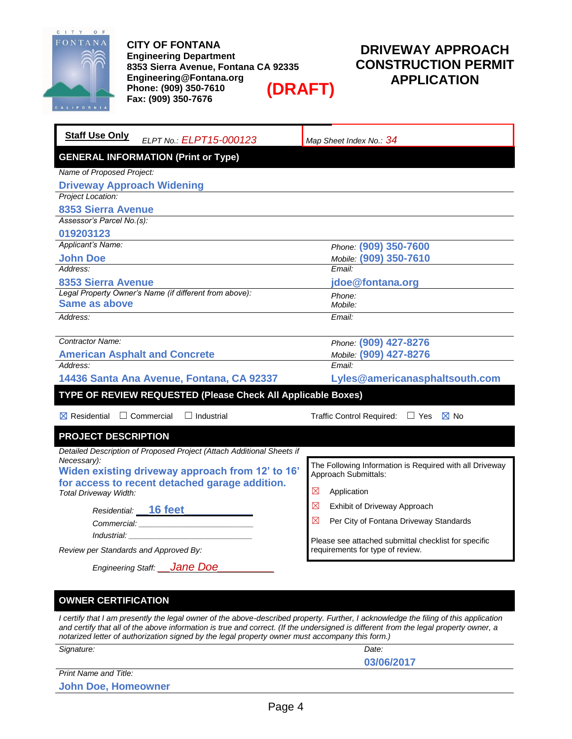CITY OF FONTANA
**Engineering Department**
**8353 Sierra Avenue, Fontana CA 92335**
**Engineering@Fontana.org**
**Phone: (909) 350-7610**
**Fax: (909) 350-7676**

**(DRAFT)**

# DRIVEWAY APPROACH CONSTRUCTION PERMIT APPLICATION

**Staff Use Only** *ELPT No.: ELPT15-000123* | *Map Sheet Index No.: 34*

## GENERAL INFORMATION (Print or Type)

*Name of Proposed Project:*
**Driveway Approach Widening**

*Project Location:*
**8353 Sierra Avenue**

*Assessor's Parcel No.(s):*
**019203123**

| *Applicant's Name:* **John Doe** | *Phone:* **(909) 350-7600** *Mobile:* **(909) 350-7610** |
|---|---|
| *Address:* **8353 Sierra Avenue** | *Email:* **jdoe@fontana.org** |
| *Legal Property Owner's Name (if different from above):* **Same as above** | *Phone:* *Mobile:* |
| *Address:* | *Email:* |
| *Contractor Name:* **American Asphalt and Concrete** | *Phone:* **(909) 427-8276** *Mobile:* **(909) 427-8276** |
| *Address:* **14436 Santa Ana Avenue, Fontana, CA 92337** | *Email:* **Lyles@americanasphaltsouth.com** |

## TYPE OF REVIEW REQUESTED (Please Check All Applicable Boxes)

☒ Residential ☐ Commercial ☐ Industrial

Traffic Control Required: ☐ Yes ☒ No

## PROJECT DESCRIPTION

*Detailed Description of Proposed Project (Attach Additional Sheets if Necessary):*
**Widen existing driveway approach from 12' to 16' for access to recent detached garage addition.**

*Total Driveway Width:*

*Residential:* **16 feet**
*Commercial:* ______________________
*Industrial:* ______________________

*Review per Standards and Approved By:*

*Engineering Staff:* *Jane Doe*

The Following Information is Required with all Driveway Approach Submittals:

- ☒ Application
- ☒ Exhibit of Driveway Approach
- ☒ Per City of Fontana Driveway Standards

Please see attached submittal checklist for specific requirements for type of review.

## OWNER CERTIFICATION

*I certify that I am presently the legal owner of the above-described property. Further, I acknowledge the filing of this application and certify that all of the above information is true and correct. (If the undersigned is different from the legal property owner, a notarized letter of authorization signed by the legal property owner must accompany this form.)*

| *Signature:* | *Date:* **03/06/2017** |
|---|---|

*Print Name and Title:*
**John Doe, Homeowner**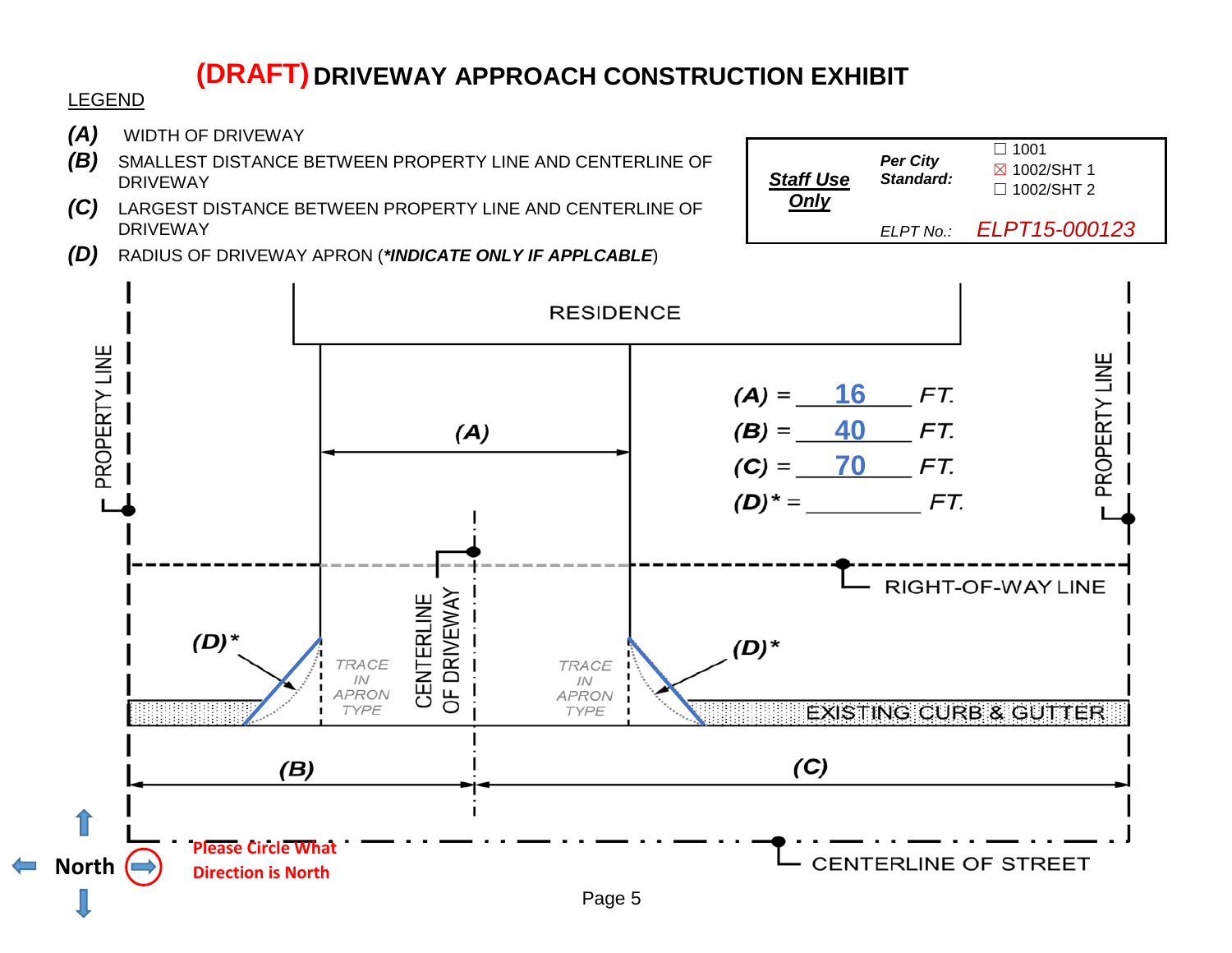# (DRAFT) DRIVEWAY APPROACH CONSTRUCTION EXHIBIT

LEGEND

- ***(A)*** WIDTH OF DRIVEWAY
- ***(B)*** SMALLEST DISTANCE BETWEEN PROPERTY LINE AND CENTERLINE OF DRIVEWAY
- ***(C)*** LARGEST DISTANCE BETWEEN PROPERTY LINE AND CENTERLINE OF DRIVEWAY
- ***(D)*** RADIUS OF DRIVEWAY APRON (***\*INDICATE ONLY IF APPLCABLE***)

| ***Staff Use Only*** | ***Per City Standard:*** | ☐ 1001<br>☒ 1002/SHT 1<br>☐ 1002/SHT 2 |
|---|---|---|
| | *ELPT No.:* | *ELPT15-000123* |

RESIDENCE

PROPERTY LINE

PROPERTY LINE

***(A)***

***(A)*** = 16 *FT.*

***(B)*** = 40 *FT.*

***(C)*** = 70 *FT.*

***(D)**** = ________ *FT.*

RIGHT-OF-WAY LINE

CENTERLINE OF DRIVEWAY

***(D)****

***(D)****

*TRACE IN APRON TYPE*

*TRACE IN APRON TYPE*

EXISTING CURB & GUTTER

***(B)***

***(C)***

CENTERLINE OF STREET

North

**Please Circle What Direction is North**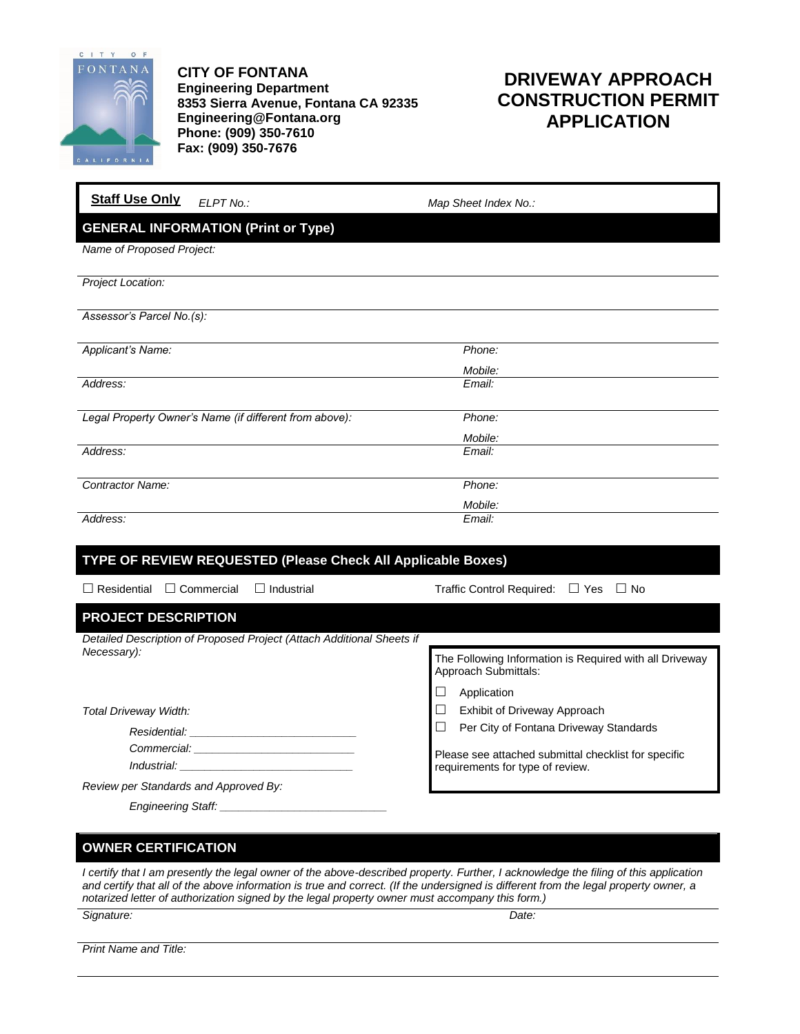**CITY OF FONTANA**
**Engineering Department**
**8353 Sierra Avenue, Fontana CA 92335**
**Engineering@Fontana.org**
**Phone: (909) 350-7610**
**Fax: (909) 350-7676**

# DRIVEWAY APPROACH CONSTRUCTION PERMIT APPLICATION

**Staff Use Only** *ELPT No.:* *Map Sheet Index No.:*

## GENERAL INFORMATION (Print or Type)

*Name of Proposed Project:*

*Project Location:*

*Assessor's Parcel No.(s):*

*Applicant's Name:* *Phone:*
*Mobile:*

*Address:* *Email:*

*Legal Property Owner's Name (if different from above):* *Phone:*
*Mobile:*

*Address:* *Email:*

*Contractor Name:* *Phone:*
*Mobile:*

*Address:* *Email:*

## TYPE OF REVIEW REQUESTED (Please Check All Applicable Boxes)

☐ Residential ☐ Commercial ☐ Industrial

Traffic Control Required: ☐ Yes ☐ No

## PROJECT DESCRIPTION

*Detailed Description of Proposed Project (Attach Additional Sheets if Necessary):*

*Total Driveway Width:*

*Residential: ___________________________*

*Commercial: __________________________*

*Industrial: ____________________________*

*Review per Standards and Approved By:*

*Engineering Staff: ___________________________*

The Following Information is Required with all Driveway Approach Submittals:

- ☐ Application
- ☐ Exhibit of Driveway Approach
- ☐ Per City of Fontana Driveway Standards

Please see attached submittal checklist for specific requirements for type of review.

## OWNER CERTIFICATION

*I certify that I am presently the legal owner of the above-described property. Further, I acknowledge the filing of this application and certify that all of the above information is true and correct. (If the undersigned is different from the legal property owner, a notarized letter of authorization signed by the legal property owner must accompany this form.)*

*Signature:* *Date:*

*Print Name and Title:*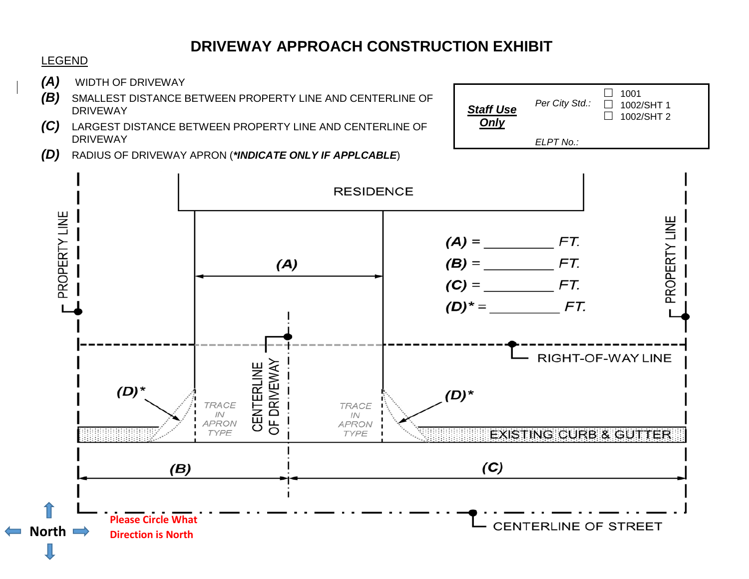# DRIVEWAY APPROACH CONSTRUCTION EXHIBIT

LEGEND

**(A)** WIDTH OF DRIVEWAY

**(B)** SMALLEST DISTANCE BETWEEN PROPERTY LINE AND CENTERLINE OF DRIVEWAY

**(C)** LARGEST DISTANCE BETWEEN PROPERTY LINE AND CENTERLINE OF DRIVEWAY

**(D)** RADIUS OF DRIVEWAY APRON (***INDICATE ONLY IF APPLCABLE***)

| **Staff Use Only** | *Per City Std.:* | ☐ 1001<br>☐ 1002/SHT 1<br>☐ 1002/SHT 2 |
|---|---|---|
| | *ELPT No.:* | |

RESIDENCE

PROPERTY LINE

PROPERTY LINE

**(A)**

***(A)*** = __________ *FT.*

***(B)*** = __________ *FT.*

***(C)*** = __________ *FT.*

***(D)**** = __________ *FT.*

RIGHT-OF-WAY LINE

CENTERLINE OF DRIVEWAY

***(D)****

***(D)****

*TRACE IN APRON TYPE*

*TRACE IN APRON TYPE*

EXISTING CURB & GUTTER

***(B)***

***(C)***

CENTERLINE OF STREET

North

Please Circle What Direction is North